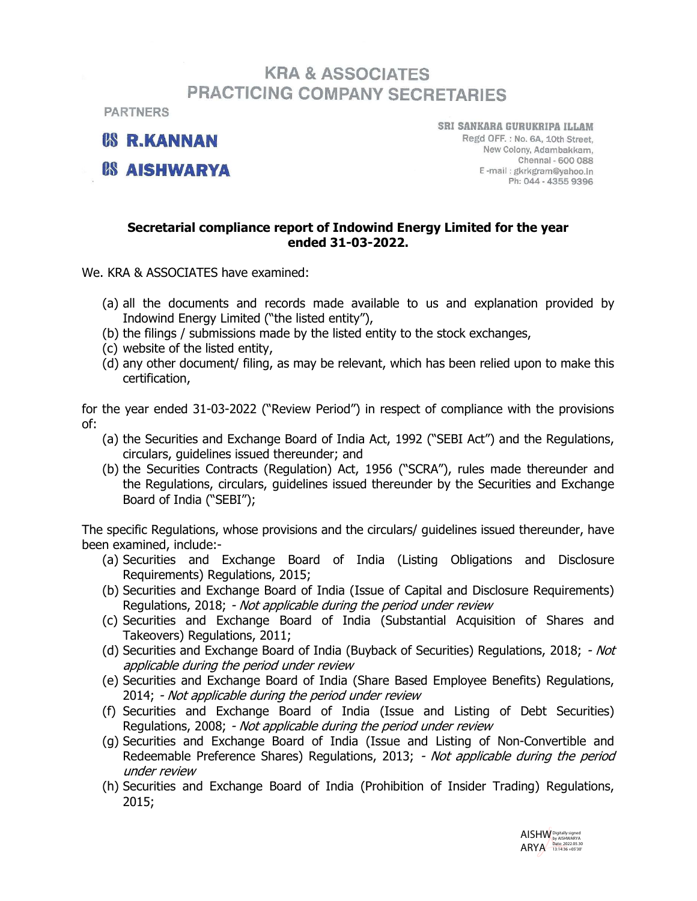# KRA & ASSOCIATES
## PRACTICING COMPANY SECRETARIES

PARTNERS

**CS R.KANNAN**

**CS AISHWARYA**

SRI SANKARA GURUKRIPA ILLAM
Regd OFF. : No. 6A, 10th Street,
New Colony, Adambakkam,
Chennai - 600 088
E-mail : gkrkgram@yahoo.in
Ph: 044 - 4355 9396

**Secretarial compliance report of Indowind Energy Limited for the year ended 31-03-2022.**

We. KRA & ASSOCIATES have examined:

(a) all the documents and records made available to us and explanation provided by Indowind Energy Limited ("the listed entity"),
(b) the filings / submissions made by the listed entity to the stock exchanges,
(c) website of the listed entity,
(d) any other document/ filing, as may be relevant, which has been relied upon to make this certification,

for the year ended 31-03-2022 ("Review Period") in respect of compliance with the provisions of:

(a) the Securities and Exchange Board of India Act, 1992 ("SEBI Act") and the Regulations, circulars, guidelines issued thereunder; and
(b) the Securities Contracts (Regulation) Act, 1956 ("SCRA"), rules made thereunder and the Regulations, circulars, guidelines issued thereunder by the Securities and Exchange Board of India ("SEBI");

The specific Regulations, whose provisions and the circulars/ guidelines issued thereunder, have been examined, include:-

(a) Securities and Exchange Board of India (Listing Obligations and Disclosure Requirements) Regulations, 2015;
(b) Securities and Exchange Board of India (Issue of Capital and Disclosure Requirements) Regulations, 2018; *- Not applicable during the period under review*
(c) Securities and Exchange Board of India (Substantial Acquisition of Shares and Takeovers) Regulations, 2011;
(d) Securities and Exchange Board of India (Buyback of Securities) Regulations, 2018; *- Not applicable during the period under review*
(e) Securities and Exchange Board of India (Share Based Employee Benefits) Regulations, 2014; *- Not applicable during the period under review*
(f) Securities and Exchange Board of India (Issue and Listing of Debt Securities) Regulations, 2008; *- Not applicable during the period under review*
(g) Securities and Exchange Board of India (Issue and Listing of Non-Convertible and Redeemable Preference Shares) Regulations, 2013; *- Not applicable during the period under review*
(h) Securities and Exchange Board of India (Prohibition of Insider Trading) Regulations, 2015;

AISHWARYA Digitally signed by AISHWARYA Date: 2022.05.30 13:14:36 +05'30'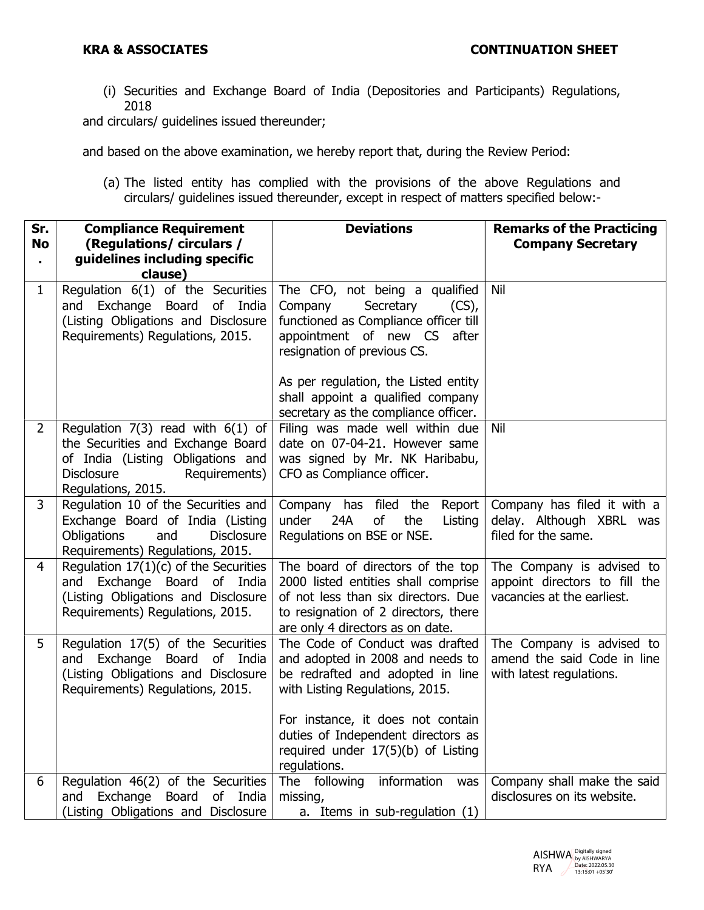(i) Securities and Exchange Board of India (Depositories and Participants) Regulations, 2018

and circulars/ guidelines issued thereunder;

and based on the above examination, we hereby report that, during the Review Period:

(a) The listed entity has complied with the provisions of the above Regulations and circulars/ guidelines issued thereunder, except in respect of matters specified below:-

| Sr. No. | Compliance Requirement (Regulations/ circulars / guidelines including specific clause) | Deviations | Remarks of the Practicing Company Secretary |
|---|---|---|---|
| 1 | Regulation 6(1) of the Securities and Exchange Board of India (Listing Obligations and Disclosure Requirements) Regulations, 2015. | The CFO, not being a qualified Company Secretary (CS), functioned as Compliance officer till appointment of new CS after resignation of previous CS.<br><br>As per regulation, the Listed entity shall appoint a qualified company secretary as the compliance officer. | Nil |
| 2 | Regulation 7(3) read with 6(1) of the Securities and Exchange Board of India (Listing Obligations and Disclosure Requirements) Regulations, 2015. | Filing was made well within due date on 07-04-21. However same was signed by Mr. NK Haribabu, CFO as Compliance officer. | Nil |
| 3 | Regulation 10 of the Securities and Exchange Board of India (Listing Obligations and Disclosure Requirements) Regulations, 2015. | Company has filed the Report under 24A of the Listing Regulations on BSE or NSE. | Company has filed it with a delay. Although XBRL was filed for the same. |
| 4 | Regulation 17(1)(c) of the Securities and Exchange Board of India (Listing Obligations and Disclosure Requirements) Regulations, 2015. | The board of directors of the top 2000 listed entities shall comprise of not less than six directors. Due to resignation of 2 directors, there are only 4 directors as on date. | The Company is advised to appoint directors to fill the vacancies at the earliest. |
| 5 | Regulation 17(5) of the Securities and Exchange Board of India (Listing Obligations and Disclosure Requirements) Regulations, 2015. | The Code of Conduct was drafted and adopted in 2008 and needs to be redrafted and adopted in line with Listing Regulations, 2015.<br><br>For instance, it does not contain duties of Independent directors as required under 17(5)(b) of Listing regulations. | The Company is advised to amend the said Code in line with latest regulations. |
| 6 | Regulation 46(2) of the Securities and Exchange Board of India (Listing Obligations and Disclosure | The following information was missing,<br>a. Items in sub-regulation (1) | Company shall make the said disclosures on its website. |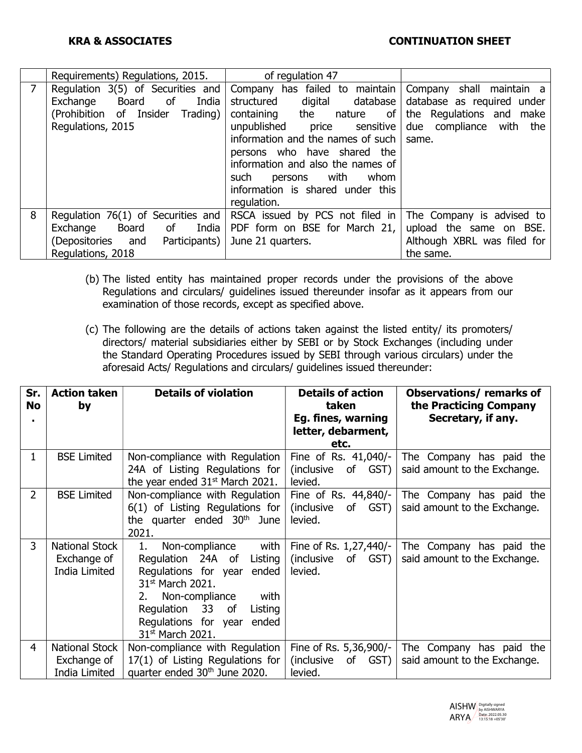| | Requirements) Regulations, 2015. | of regulation 47 | |
|---|---|---|---|
| 7 | Regulation 3(5) of Securities and Exchange Board of India (Prohibition of Insider Trading) Regulations, 2015 | Company has failed to maintain structured digital database containing the nature of unpublished price sensitive information and the names of such persons who have shared the information and also the names of such persons with whom information is shared under this regulation. | Company shall maintain a database as required under the Regulations and make due compliance with the same. |
| 8 | Regulation 76(1) of Securities and Exchange Board of India (Depositories and Participants) Regulations, 2018 | RSCA issued by PCS not filed in PDF form on BSE for March 21, June 21 quarters. | The Company is advised to upload the same on BSE. Although XBRL was filed for the same. |

(b) The listed entity has maintained proper records under the provisions of the above Regulations and circulars/ guidelines issued thereunder insofar as it appears from our examination of those records, except as specified above.

(c) The following are the details of actions taken against the listed entity/ its promoters/ directors/ material subsidiaries either by SEBI or by Stock Exchanges (including under the Standard Operating Procedures issued by SEBI through various circulars) under the aforesaid Acts/ Regulations and circulars/ guidelines issued thereunder:

| Sr. No. | Action taken by | Details of violation | Details of action taken Eg. fines, warning letter, debarment, etc. | Observations/ remarks of the Practicing Company Secretary, if any. |
|---|---|---|---|---|
| 1 | BSE Limited | Non-compliance with Regulation 24A of Listing Regulations for the year ended 31st March 2021. | Fine of Rs. 41,040/- (inclusive of GST) levied. | The Company has paid the said amount to the Exchange. |
| 2 | BSE Limited | Non-compliance with Regulation 6(1) of Listing Regulations for the quarter ended 30th June 2021. | Fine of Rs. 44,840/- (inclusive of GST) levied. | The Company has paid the said amount to the Exchange. |
| 3 | National Stock Exchange of India Limited | 1. Non-compliance with Regulation 24A of Listing Regulations for year ended 31st March 2021.<br>2. Non-compliance with Regulation 33 of Listing Regulations for year ended 31st March 2021. | Fine of Rs. 1,27,440/- (inclusive of GST) levied. | The Company has paid the said amount to the Exchange. |
| 4 | National Stock Exchange of India Limited | Non-compliance with Regulation 17(1) of Listing Regulations for quarter ended 30th June 2020. | Fine of Rs. 5,36,900/- (inclusive of GST) levied. | The Company has paid the said amount to the Exchange. |

AISHWARYA Digitally signed by AISHWARYA Date: 2022.05.30 13:15:18 +05'30'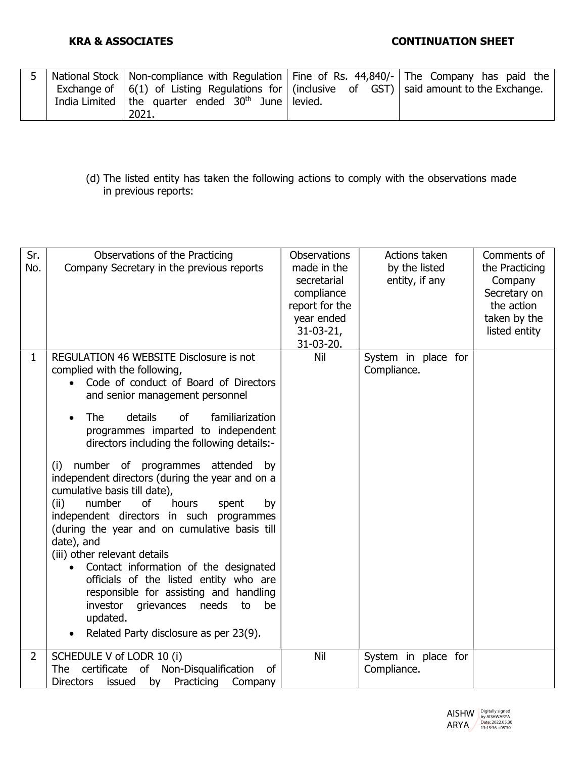| 5 | National Stock Exchange of India Limited | Non-compliance with Regulation 6(1) of Listing Regulations for the quarter ended 30th June 2021. | Fine of Rs. 44,840/- (inclusive of GST) levied. | The Company has paid the said amount to the Exchange. |
|---|---|---|---|---|

(d) The listed entity has taken the following actions to comply with the observations made in previous reports:

| Sr. No. | Observations of the Practicing Company Secretary in the previous reports | Observations made in the secretarial compliance report for the year ended 31-03-21, 31-03-20. | Actions taken by the listed entity, if any | Comments of the Practicing Company Secretary on the action taken by the listed entity |
|---|---|---|---|---|
| 1 | REGULATION 46 WEBSITE Disclosure is not complied with the following, • Code of conduct of Board of Directors and senior management personnel • The details of familiarization programmes imparted to independent directors including the following details:- (i) number of programmes attended by independent directors (during the year and on a cumulative basis till date), (ii) number of hours spent by independent directors in such programmes (during the year and on cumulative basis till date), and (iii) other relevant details • Contact information of the designated officials of the listed entity who are responsible for assisting and handling investor grievances needs to be updated. • Related Party disclosure as per 23(9). | Nil | System in place for Compliance. | |
| 2 | SCHEDULE V of LODR 10 (i) The certificate of Non-Disqualification of Directors issued by Practicing Company | Nil | System in place for Compliance. | |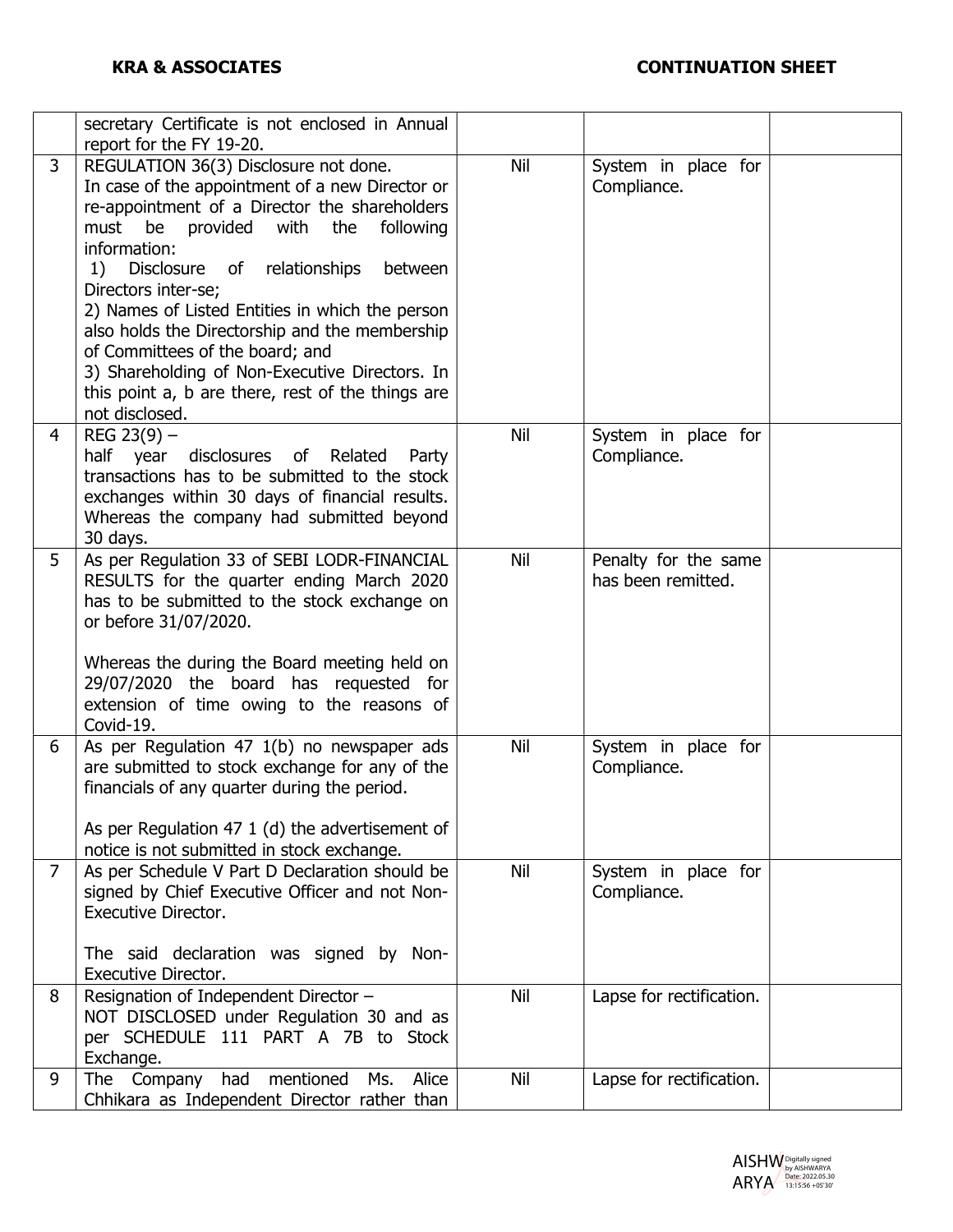| | | | | |
|---|---|---|---|---|
| | secretary Certificate is not enclosed in Annual report for the FY 19-20. | | | |
| 3 | REGULATION 36(3) Disclosure not done.<br>In case of the appointment of a new Director or re-appointment of a Director the shareholders must be provided with the following information:<br>1) Disclosure of relationships between Directors inter-se;<br>2) Names of Listed Entities in which the person also holds the Directorship and the membership of Committees of the board; and<br>3) Shareholding of Non-Executive Directors. In this point a, b are there, rest of the things are not disclosed. | Nil | System in place for Compliance. | |
| 4 | REG 23(9) –<br>half year disclosures of Related Party transactions has to be submitted to the stock exchanges within 30 days of financial results. Whereas the company had submitted beyond 30 days. | Nil | System in place for Compliance. | |
| 5 | As per Regulation 33 of SEBI LODR-FINANCIAL RESULTS for the quarter ending March 2020 has to be submitted to the stock exchange on or before 31/07/2020.<br><br>Whereas the during the Board meeting held on 29/07/2020 the board has requested for extension of time owing to the reasons of Covid-19. | Nil | Penalty for the same has been remitted. | |
| 6 | As per Regulation 47 1(b) no newspaper ads are submitted to stock exchange for any of the financials of any quarter during the period.<br><br>As per Regulation 47 1 (d) the advertisement of notice is not submitted in stock exchange. | Nil | System in place for Compliance. | |
| 7 | As per Schedule V Part D Declaration should be signed by Chief Executive Officer and not Non-Executive Director.<br><br>The said declaration was signed by Non-Executive Director. | Nil | System in place for Compliance. | |
| 8 | Resignation of Independent Director –<br>NOT DISCLOSED under Regulation 30 and as per SCHEDULE 111 PART A 7B to Stock Exchange. | Nil | Lapse for rectification. | |
| 9 | The Company had mentioned Ms. Alice Chhikara as Independent Director rather than | Nil | Lapse for rectification. | |

AISHWARYA Digitally signed by AISHWARYA Date: 2022.05.30 13:15:56 +05'30'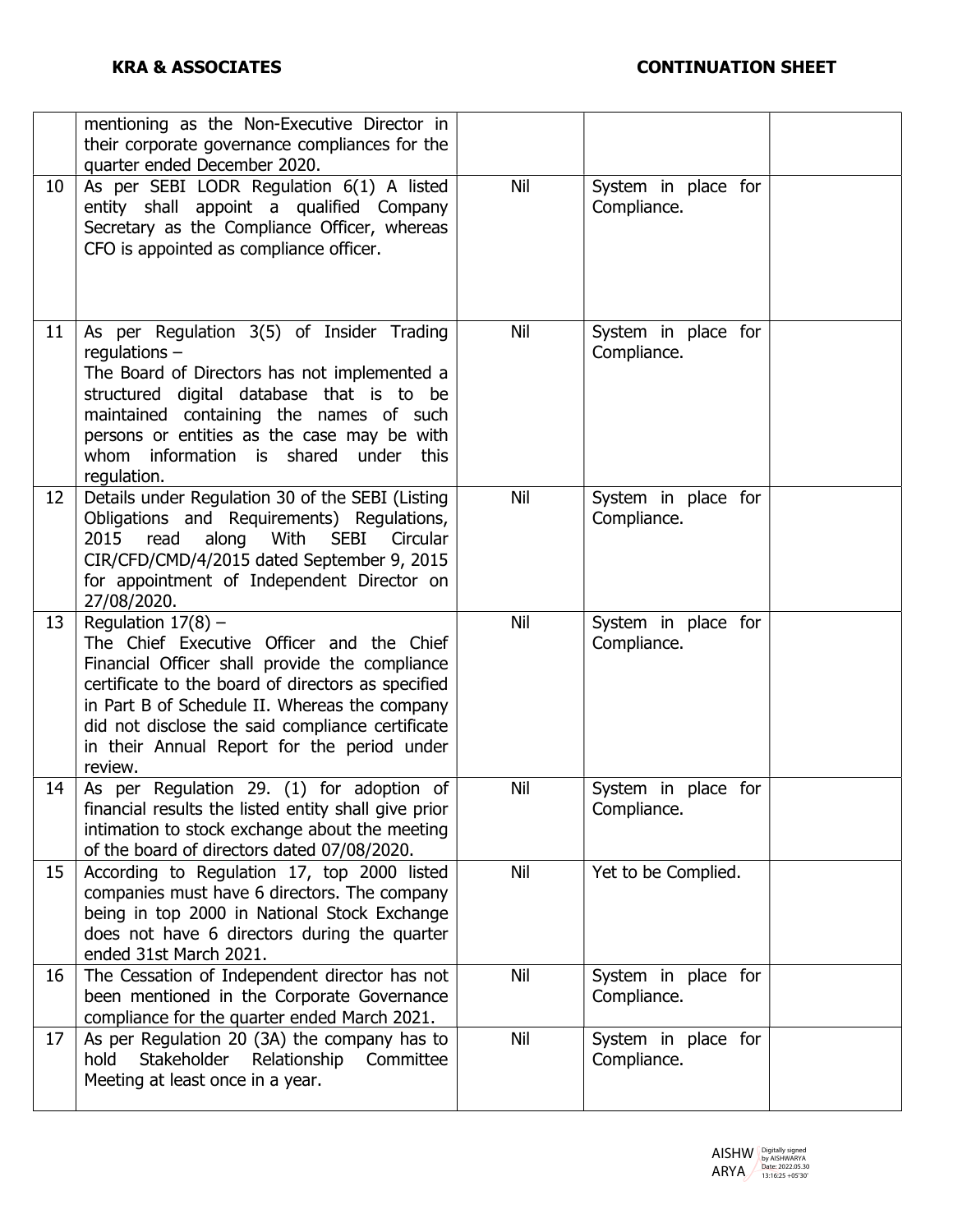**KRA & ASSOCIATES** **CONTINUATION SHEET**

| | | | | |
|---|---|---|---|---|
| | mentioning as the Non-Executive Director in their corporate governance compliances for the quarter ended December 2020. | | | |
| 10 | As per SEBI LODR Regulation 6(1) A listed entity shall appoint a qualified Company Secretary as the Compliance Officer, whereas CFO is appointed as compliance officer. | Nil | System in place for Compliance. | |
| 11 | As per Regulation 3(5) of Insider Trading regulations – The Board of Directors has not implemented a structured digital database that is to be maintained containing the names of such persons or entities as the case may be with whom information is shared under this regulation. | Nil | System in place for Compliance. | |
| 12 | Details under Regulation 30 of the SEBI (Listing Obligations and Requirements) Regulations, 2015 read along With SEBI Circular CIR/CFD/CMD/4/2015 dated September 9, 2015 for appointment of Independent Director on 27/08/2020. | Nil | System in place for Compliance. | |
| 13 | Regulation 17(8) – The Chief Executive Officer and the Chief Financial Officer shall provide the compliance certificate to the board of directors as specified in Part B of Schedule II. Whereas the company did not disclose the said compliance certificate in their Annual Report for the period under review. | Nil | System in place for Compliance. | |
| 14 | As per Regulation 29. (1) for adoption of financial results the listed entity shall give prior intimation to stock exchange about the meeting of the board of directors dated 07/08/2020. | Nil | System in place for Compliance. | |
| 15 | According to Regulation 17, top 2000 listed companies must have 6 directors. The company being in top 2000 in National Stock Exchange does not have 6 directors during the quarter ended 31st March 2021. | Nil | Yet to be Complied. | |
| 16 | The Cessation of Independent director has not been mentioned in the Corporate Governance compliance for the quarter ended March 2021. | Nil | System in place for Compliance. | |
| 17 | As per Regulation 20 (3A) the company has to hold Stakeholder Relationship Committee Meeting at least once in a year. | Nil | System in place for Compliance. | |

AISHWARYA Digitally signed by AISHWARYA Date: 2022.05.30 13:16:25 +05'30'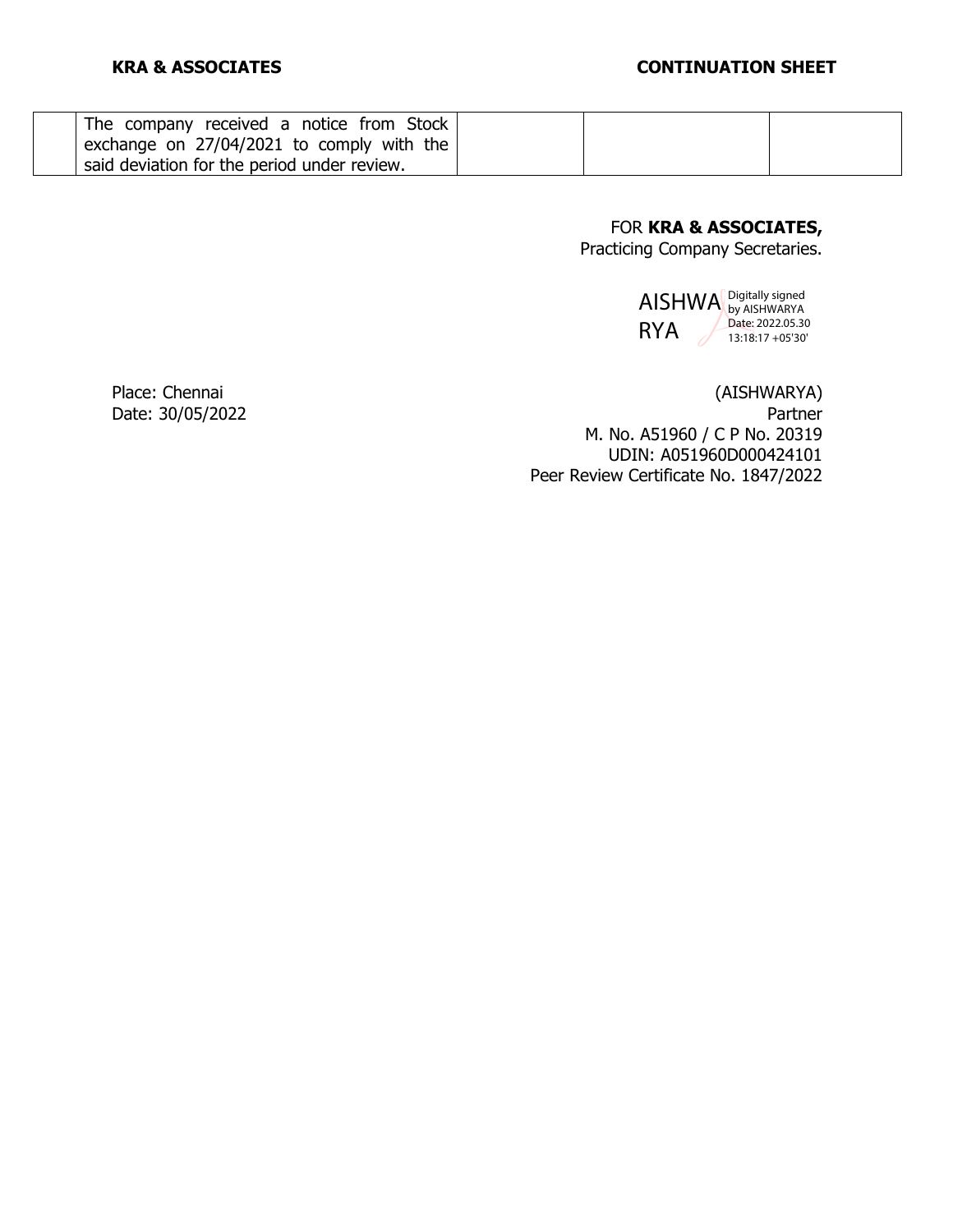| | | | | |
|---|---|---|---|---|
| | The company received a notice from Stock exchange on 27/04/2021 to comply with the said deviation for the period under review. | | | |

FOR **KRA & ASSOCIATES,**
Practicing Company Secretaries.

AISHWARYA Digitally signed by AISHWARYA Date: 2022.05.30 13:18:17 +05'30'

Place: Chennai
Date: 30/05/2022

(AISHWARYA)
Partner
M. No. A51960 / C P No. 20319
UDIN: A051960D000424101
Peer Review Certificate No. 1847/2022